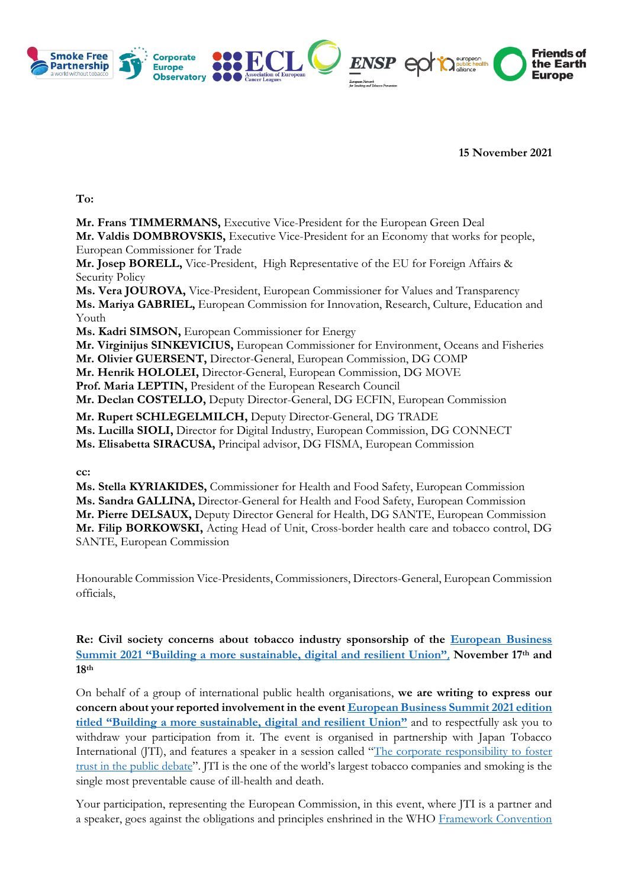**15 November 2021**

**To:**

**Mr. Frans TIMMERMANS,** Executive Vice-President for the European Green Deal
**Mr. Valdis DOMBROVSKIS,** Executive Vice-President for an Economy that works for people, European Commissioner for Trade
**Mr. Josep BORELL,** Vice-President, High Representative of the EU for Foreign Affairs & Security Policy
**Ms. Vera JOUROVA,** Vice-President, European Commissioner for Values and Transparency
**Ms. Mariya GABRIEL,** European Commission for Innovation, Research, Culture, Education and Youth
**Ms. Kadri SIMSON,** European Commissioner for Energy
**Mr. Virginijus SINKEVICIUS,** European Commissioner for Environment, Oceans and Fisheries
**Mr. Olivier GUERSENT,** Director-General, European Commission, DG COMP
**Mr. Henrik HOLOLEI,** Director-General, European Commission, DG MOVE
**Prof. Maria LEPTIN,** President of the European Research Council
**Mr. Declan COSTELLO,** Deputy Director-General, DG ECFIN, European Commission
**Mr. Rupert SCHLEGELMILCH,** Deputy Director-General, DG TRADE
**Ms. Lucilla SIOLI,** Director for Digital Industry, European Commission, DG CONNECT
**Ms. Elisabetta SIRACUSA,** Principal advisor, DG FISMA, European Commission

**cc:**

**Ms. Stella KYRIAKIDES,** Commissioner for Health and Food Safety, European Commission
**Ms. Sandra GALLINA,** Director-General for Health and Food Safety, European Commission
**Mr. Pierre DELSAUX,** Deputy Director General for Health, DG SANTE, European Commission
**Mr. Filip BORKOWSKI,** Acting Head of Unit, Cross-border health care and tobacco control, DG SANTE, European Commission

Honourable Commission Vice-Presidents, Commissioners, Directors-General, European Commission officials,

**Re: Civil society concerns about tobacco industry sponsorship of the European Business Summit 2021 "Building a more sustainable, digital and resilient Union", November 17th and 18th**

On behalf of a group of international public health organisations, **we are writing to express our concern about your reported involvement in the event European Business Summit 2021 edition titled "Building a more sustainable, digital and resilient Union"** and to respectfully ask you to withdraw your participation from it. The event is organised in partnership with Japan Tobacco International (JTI), and features a speaker in a session called "The corporate responsibility to foster trust in the public debate". JTI is the one of the world's largest tobacco companies and smoking is the single most preventable cause of ill-health and death.

Your participation, representing the European Commission, in this event, where JTI is a partner and a speaker, goes against the obligations and principles enshrined in the WHO Framework Convention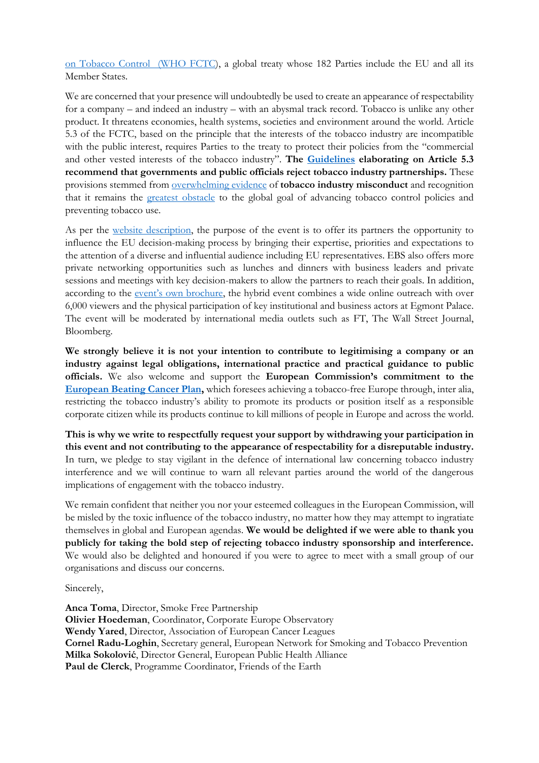[on Tobacco Control (WHO FCTC)](), a global treaty whose 182 Parties include the EU and all its Member States.

We are concerned that your presence will undoubtedly be used to create an appearance of respectability for a company – and indeed an industry – with an abysmal track record. Tobacco is unlike any other product. It threatens economies, health systems, societies and environment around the world. Article 5.3 of the FCTC, based on the principle that the interests of the tobacco industry are incompatible with the public interest, requires Parties to the treaty to protect their policies from the "commercial and other vested interests of the tobacco industry". **The Guidelines elaborating on Article 5.3 recommend that governments and public officials reject tobacco industry partnerships.** These provisions stemmed from overwhelming evidence of **tobacco industry misconduct** and recognition that it remains the greatest obstacle to the global goal of advancing tobacco control policies and preventing tobacco use.

As per the website description, the purpose of the event is to offer its partners the opportunity to influence the EU decision-making process by bringing their expertise, priorities and expectations to the attention of a diverse and influential audience including EU representatives. EBS also offers more private networking opportunities such as lunches and dinners with business leaders and private sessions and meetings with key decision-makers to allow the partners to reach their goals. In addition, according to the event's own brochure, the hybrid event combines a wide online outreach with over 6,000 viewers and the physical participation of key institutional and business actors at Egmont Palace. The event will be moderated by international media outlets such as FT, The Wall Street Journal, Bloomberg.

**We strongly believe it is not your intention to contribute to legitimising a company or an industry against legal obligations, international practice and practical guidance to public officials.** We also welcome and support the **European Commission's commitment to the European Beating Cancer Plan,** which foresees achieving a tobacco-free Europe through, inter alia, restricting the tobacco industry's ability to promote its products or position itself as a responsible corporate citizen while its products continue to kill millions of people in Europe and across the world.

**This is why we write to respectfully request your support by withdrawing your participation in this event and not contributing to the appearance of respectability for a disreputable industry.** In turn, we pledge to stay vigilant in the defence of international law concerning tobacco industry interference and we will continue to warn all relevant parties around the world of the dangerous implications of engagement with the tobacco industry.

We remain confident that neither you nor your esteemed colleagues in the European Commission, will be misled by the toxic influence of the tobacco industry, no matter how they may attempt to ingratiate themselves in global and European agendas. **We would be delighted if we were able to thank you publicly for taking the bold step of rejecting tobacco industry sponsorship and interference.** We would also be delighted and honoured if you were to agree to meet with a small group of our organisations and discuss our concerns.

Sincerely,

**Anca Toma**, Director, Smoke Free Partnership
**Olivier Hoedeman**, Coordinator, Corporate Europe Observatory
**Wendy Yared**, Director, Association of European Cancer Leagues
**Cornel Radu-Loghin**, Secretary general, European Network for Smoking and Tobacco Prevention
**Milka Sokolović**, Director General, European Public Health Alliance
**Paul de Clerck**, Programme Coordinator, Friends of the Earth